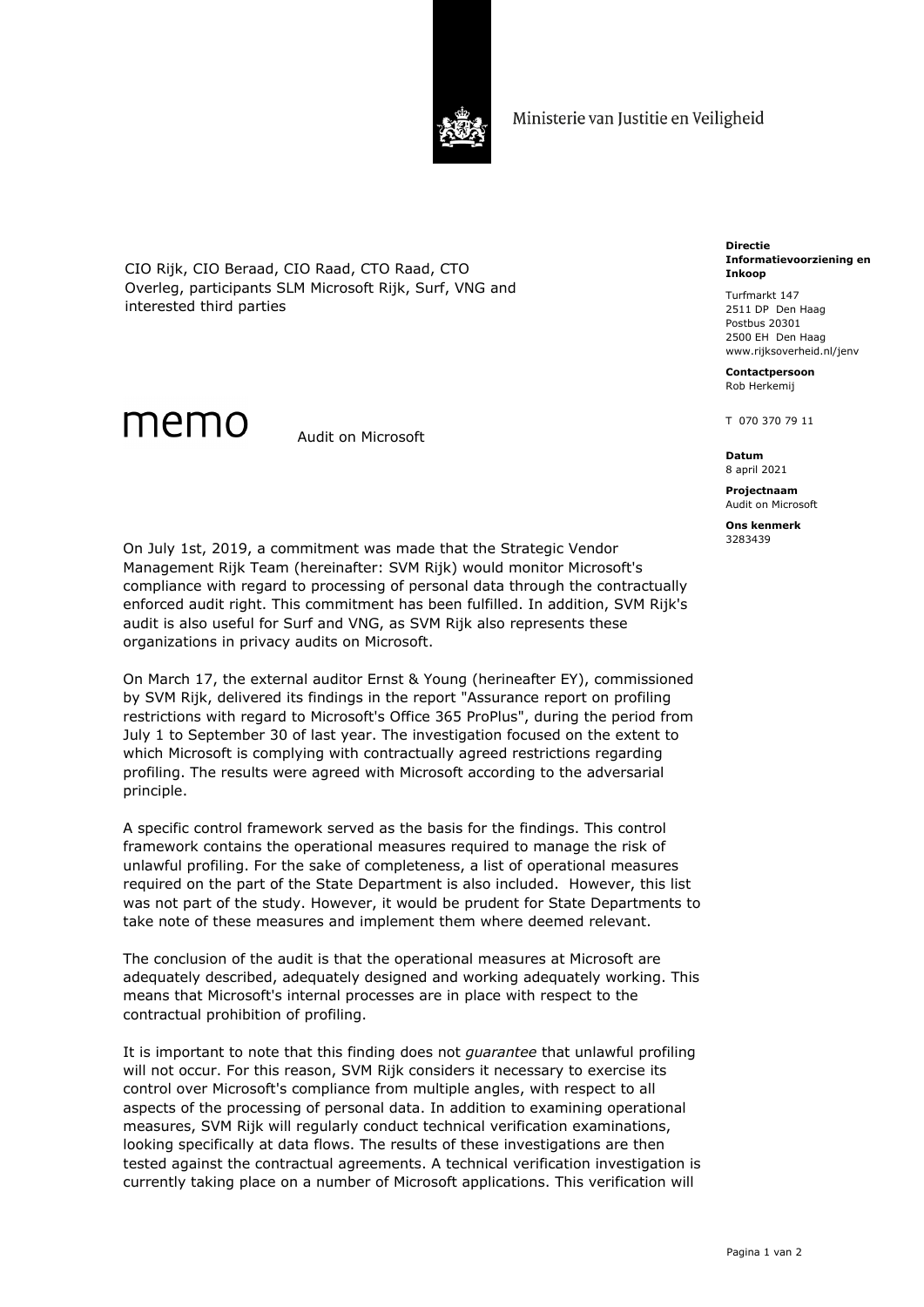Ministerie van Justitie en Veiligheid

CIO Rijk, CIO Beraad, CIO Raad, CTO Raad, CTO Overleg, participants SLM Microsoft Rijk, Surf, VNG and interested third parties

**Directie Informatievoorziening en Inkoop**

Turfmarkt 147
2511 DP Den Haag
Postbus 20301
2500 EH Den Haag
www.rijksoverheid.nl/jenv

**Contactpersoon**
Rob Herkemij

T 070 370 79 11

**Datum**
8 april 2021

**Projectnaam**
Audit on Microsoft

**Ons kenmerk**
3283439

# memo

Audit on Microsoft

On July 1st, 2019, a commitment was made that the Strategic Vendor Management Rijk Team (hereinafter: SVM Rijk) would monitor Microsoft's compliance with regard to processing of personal data through the contractually enforced audit right. This commitment has been fulfilled. In addition, SVM Rijk's audit is also useful for Surf and VNG, as SVM Rijk also represents these organizations in privacy audits on Microsoft.

On March 17, the external auditor Ernst & Young (herineafter EY), commissioned by SVM Rijk, delivered its findings in the report "Assurance report on profiling restrictions with regard to Microsoft's Office 365 ProPlus", during the period from July 1 to September 30 of last year. The investigation focused on the extent to which Microsoft is complying with contractually agreed restrictions regarding profiling. The results were agreed with Microsoft according to the adversarial principle.

A specific control framework served as the basis for the findings. This control framework contains the operational measures required to manage the risk of unlawful profiling. For the sake of completeness, a list of operational measures required on the part of the State Department is also included. However, this list was not part of the study. However, it would be prudent for State Departments to take note of these measures and implement them where deemed relevant.

The conclusion of the audit is that the operational measures at Microsoft are adequately described, adequately designed and working adequately working. This means that Microsoft's internal processes are in place with respect to the contractual prohibition of profiling.

It is important to note that this finding does not *guarantee* that unlawful profiling will not occur. For this reason, SVM Rijk considers it necessary to exercise its control over Microsoft's compliance from multiple angles, with respect to all aspects of the processing of personal data. In addition to examining operational measures, SVM Rijk will regularly conduct technical verification examinations, looking specifically at data flows. The results of these investigations are then tested against the contractual agreements. A technical verification investigation is currently taking place on a number of Microsoft applications. This verification will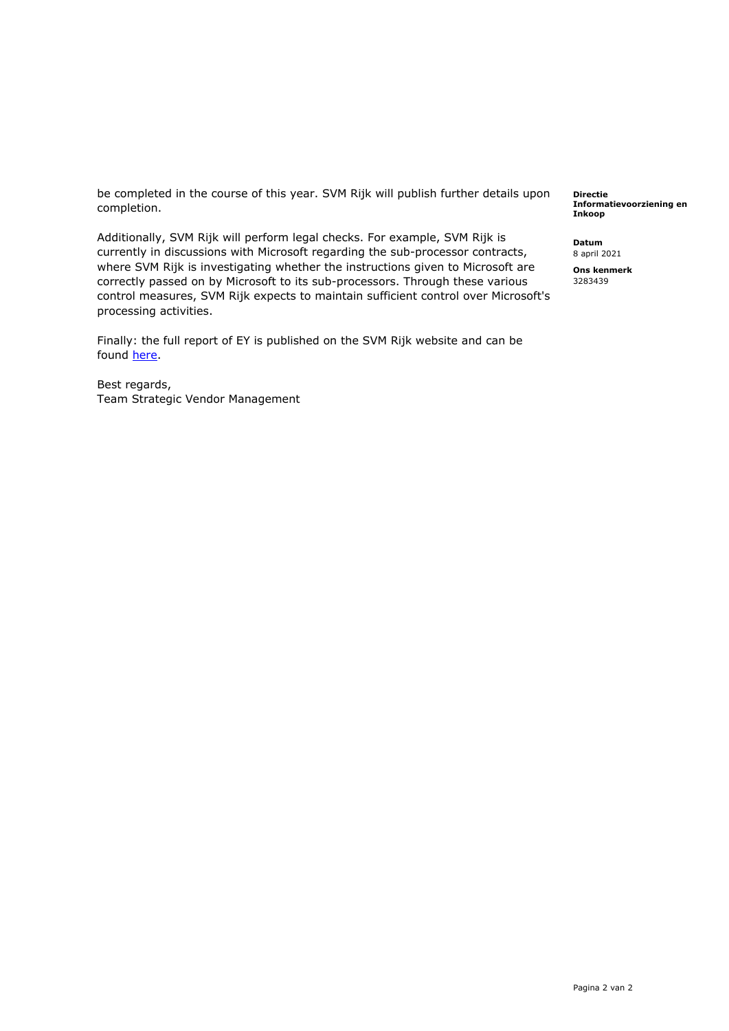be completed in the course of this year. SVM Rijk will publish further details upon completion.

Additionally, SVM Rijk will perform legal checks. For example, SVM Rijk is currently in discussions with Microsoft regarding the sub-processor contracts, where SVM Rijk is investigating whether the instructions given to Microsoft are correctly passed on by Microsoft to its sub-processors. Through these various control measures, SVM Rijk expects to maintain sufficient control over Microsoft's processing activities.

Finally: the full report of EY is published on the SVM Rijk website and can be found here.

Best regards,
Team Strategic Vendor Management

**Directie Informatievoorziening en Inkoop**

**Datum**
8 april 2021

**Ons kenmerk**
3283439